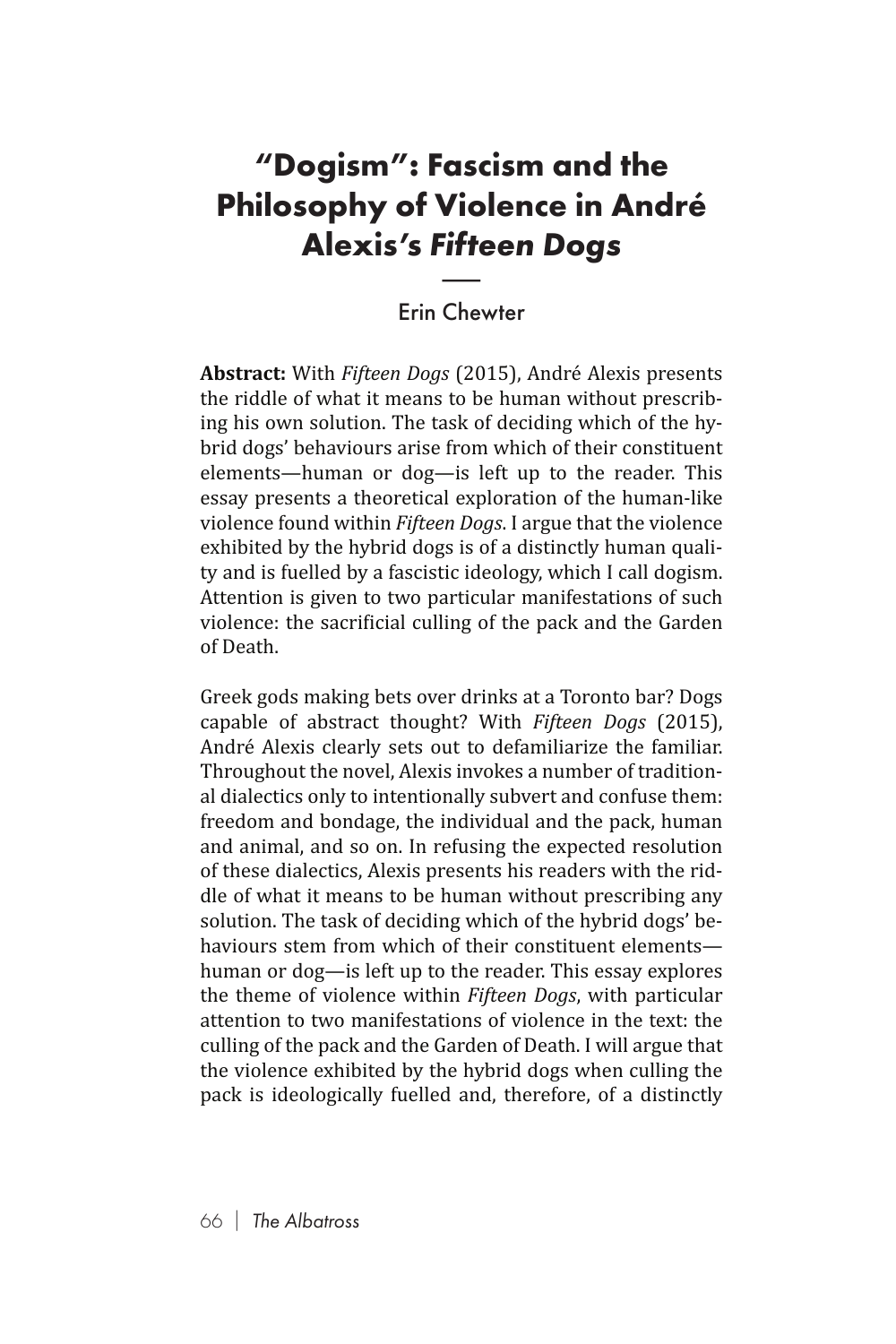# "Dogism": Fascism and the Philosophy of Violence in André Alexis's *Fifteen Dogs*

Erin Chewter

**Abstract:** With *Fifteen Dogs* (2015), André Alexis presents the riddle of what it means to be human without prescribing his own solution. The task of deciding which of the hybrid dogs' behaviours arise from which of their constituent elements—human or dog—is left up to the reader. This essay presents a theoretical exploration of the human-like violence found within *Fifteen Dogs*. I argue that the violence exhibited by the hybrid dogs is of a distinctly human quality and is fuelled by a fascistic ideology, which I call dogism. Attention is given to two particular manifestations of such violence: the sacrificial culling of the pack and the Garden of Death.

Greek gods making bets over drinks at a Toronto bar? Dogs capable of abstract thought? With *Fifteen Dogs* (2015), André Alexis clearly sets out to defamiliarize the familiar. Throughout the novel, Alexis invokes a number of traditional dialectics only to intentionally subvert and confuse them: freedom and bondage, the individual and the pack, human and animal, and so on. In refusing the expected resolution of these dialectics, Alexis presents his readers with the riddle of what it means to be human without prescribing any solution. The task of deciding which of the hybrid dogs' behaviours stem from which of their constituent elements—human or dog—is left up to the reader. This essay explores the theme of violence within *Fifteen Dogs*, with particular attention to two manifestations of violence in the text: the culling of the pack and the Garden of Death. I will argue that the violence exhibited by the hybrid dogs when culling the pack is ideologically fuelled and, therefore, of a distinctly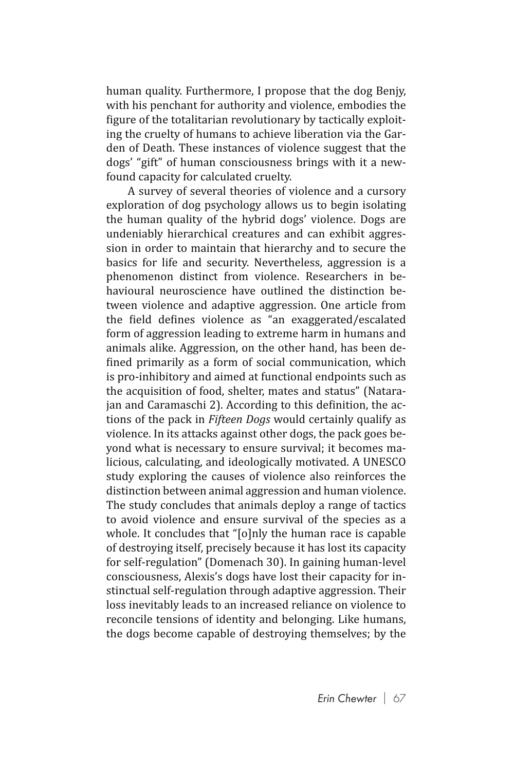human quality. Furthermore, I propose that the dog Benjy, with his penchant for authority and violence, embodies the figure of the totalitarian revolutionary by tactically exploiting the cruelty of humans to achieve liberation via the Garden of Death. These instances of violence suggest that the dogs' "gift" of human consciousness brings with it a newfound capacity for calculated cruelty.

A survey of several theories of violence and a cursory exploration of dog psychology allows us to begin isolating the human quality of the hybrid dogs' violence. Dogs are undeniably hierarchical creatures and can exhibit aggression in order to maintain that hierarchy and to secure the basics for life and security. Nevertheless, aggression is a phenomenon distinct from violence. Researchers in behavioural neuroscience have outlined the distinction between violence and adaptive aggression. One article from the field defines violence as "an exaggerated/escalated form of aggression leading to extreme harm in humans and animals alike. Aggression, on the other hand, has been defined primarily as a form of social communication, which is pro-inhibitory and aimed at functional endpoints such as the acquisition of food, shelter, mates and status" (Natarajan and Caramaschi 2). According to this definition, the actions of the pack in *Fifteen Dogs* would certainly qualify as violence. In its attacks against other dogs, the pack goes beyond what is necessary to ensure survival; it becomes malicious, calculating, and ideologically motivated. A UNESCO study exploring the causes of violence also reinforces the distinction between animal aggression and human violence. The study concludes that animals deploy a range of tactics to avoid violence and ensure survival of the species as a whole. It concludes that "[o]nly the human race is capable of destroying itself, precisely because it has lost its capacity for self-regulation" (Domenach 30). In gaining human-level consciousness, Alexis's dogs have lost their capacity for instinctual self-regulation through adaptive aggression. Their loss inevitably leads to an increased reliance on violence to reconcile tensions of identity and belonging. Like humans, the dogs become capable of destroying themselves; by the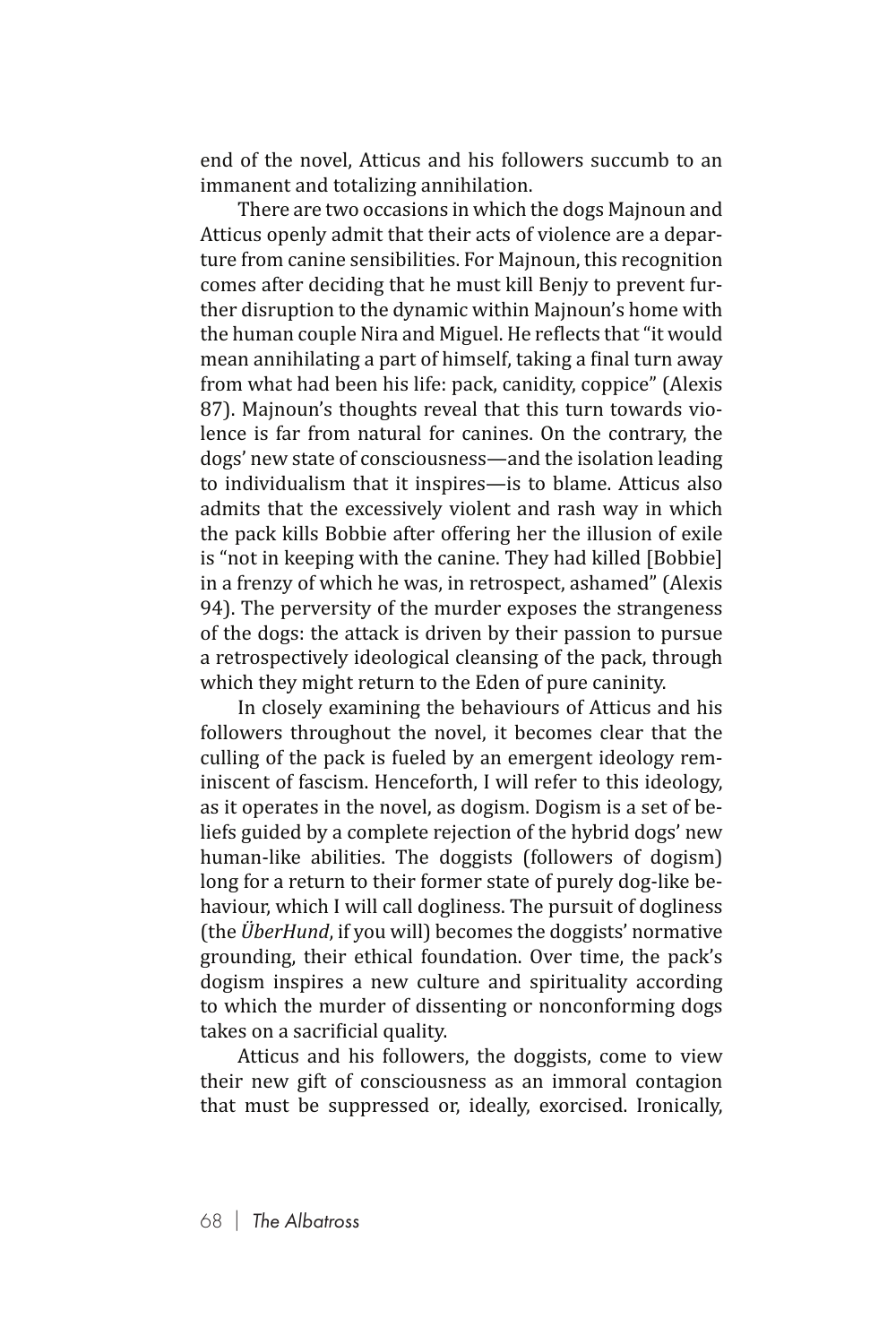end of the novel, Atticus and his followers succumb to an immanent and totalizing annihilation.

There are two occasions in which the dogs Majnoun and Atticus openly admit that their acts of violence are a departure from canine sensibilities. For Majnoun, this recognition comes after deciding that he must kill Benjy to prevent further disruption to the dynamic within Majnoun's home with the human couple Nira and Miguel. He reflects that "it would mean annihilating a part of himself, taking a final turn away from what had been his life: pack, canidity, coppice" (Alexis 87). Majnoun's thoughts reveal that this turn towards violence is far from natural for canines. On the contrary, the dogs' new state of consciousness—and the isolation leading to individualism that it inspires—is to blame. Atticus also admits that the excessively violent and rash way in which the pack kills Bobbie after offering her the illusion of exile is "not in keeping with the canine. They had killed [Bobbie] in a frenzy of which he was, in retrospect, ashamed" (Alexis 94). The perversity of the murder exposes the strangeness of the dogs: the attack is driven by their passion to pursue a retrospectively ideological cleansing of the pack, through which they might return to the Eden of pure caninity.

In closely examining the behaviours of Atticus and his followers throughout the novel, it becomes clear that the culling of the pack is fueled by an emergent ideology reminiscent of fascism. Henceforth, I will refer to this ideology, as it operates in the novel, as dogism. Dogism is a set of beliefs guided by a complete rejection of the hybrid dogs' new human-like abilities. The doggists (followers of dogism) long for a return to their former state of purely dog-like behaviour, which I will call dogliness. The pursuit of dogliness (the *ÜberHund*, if you will) becomes the doggists' normative grounding, their ethical foundation. Over time, the pack's dogism inspires a new culture and spirituality according to which the murder of dissenting or nonconforming dogs takes on a sacrificial quality.

Atticus and his followers, the doggists, come to view their new gift of consciousness as an immoral contagion that must be suppressed or, ideally, exorcised. Ironically,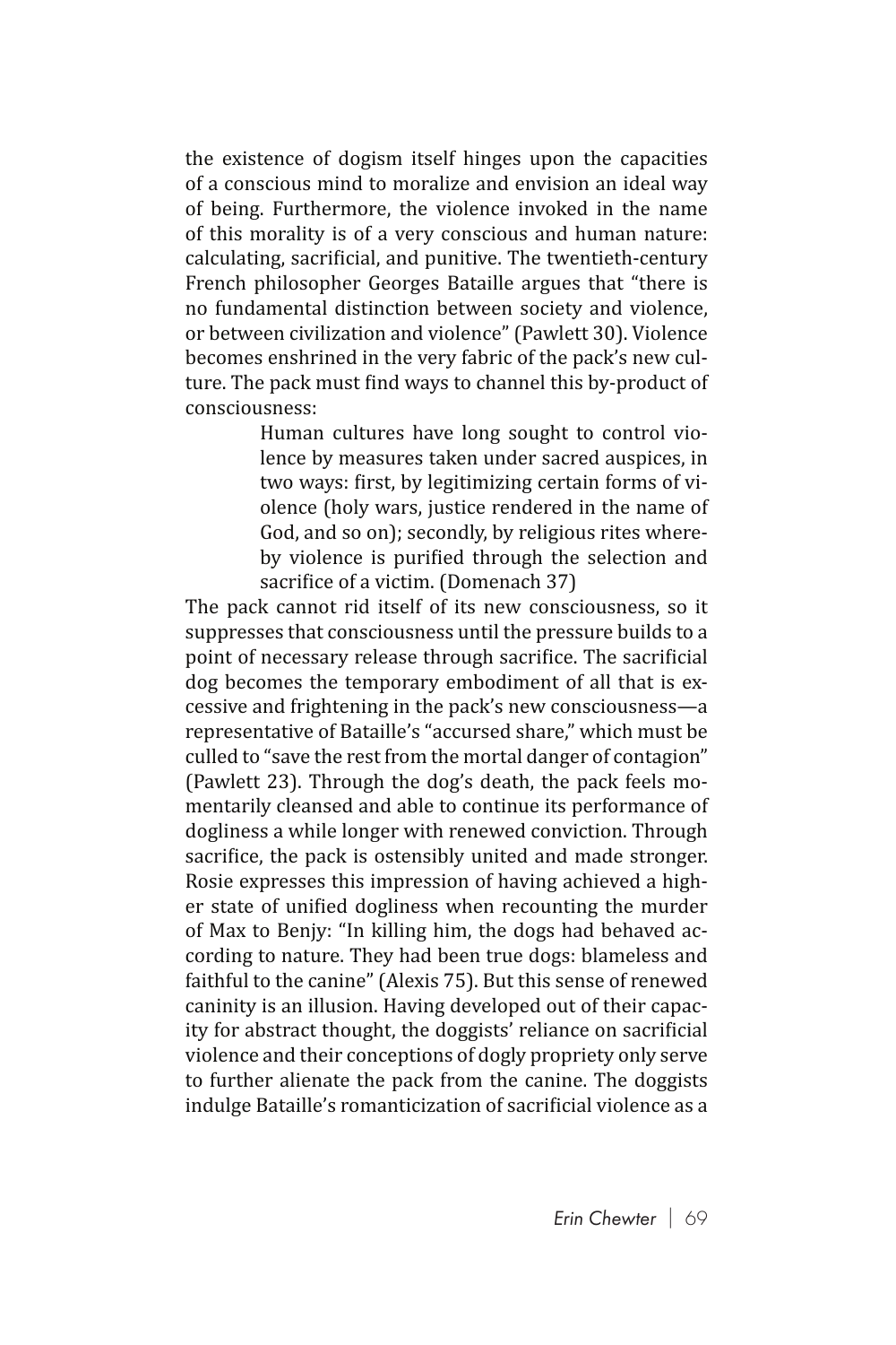the existence of dogism itself hinges upon the capacities of a conscious mind to moralize and envision an ideal way of being. Furthermore, the violence invoked in the name of this morality is of a very conscious and human nature: calculating, sacrificial, and punitive. The twentieth-century French philosopher Georges Bataille argues that "there is no fundamental distinction between society and violence, or between civilization and violence" (Pawlett 30). Violence becomes enshrined in the very fabric of the pack's new culture. The pack must find ways to channel this by-product of consciousness:

> Human cultures have long sought to control violence by measures taken under sacred auspices, in two ways: first, by legitimizing certain forms of violence (holy wars, justice rendered in the name of God, and so on); secondly, by religious rites whereby violence is purified through the selection and sacrifice of a victim. (Domenach 37)

The pack cannot rid itself of its new consciousness, so it suppresses that consciousness until the pressure builds to a point of necessary release through sacrifice. The sacrificial dog becomes the temporary embodiment of all that is excessive and frightening in the pack's new consciousness—a representative of Bataille's "accursed share," which must be culled to "save the rest from the mortal danger of contagion" (Pawlett 23). Through the dog's death, the pack feels momentarily cleansed and able to continue its performance of dogliness a while longer with renewed conviction. Through sacrifice, the pack is ostensibly united and made stronger. Rosie expresses this impression of having achieved a higher state of unified dogliness when recounting the murder of Max to Benjy: "In killing him, the dogs had behaved according to nature. They had been true dogs: blameless and faithful to the canine" (Alexis 75). But this sense of renewed caninity is an illusion. Having developed out of their capacity for abstract thought, the doggists' reliance on sacrificial violence and their conceptions of dogly propriety only serve to further alienate the pack from the canine. The doggists indulge Bataille's romanticization of sacrificial violence as a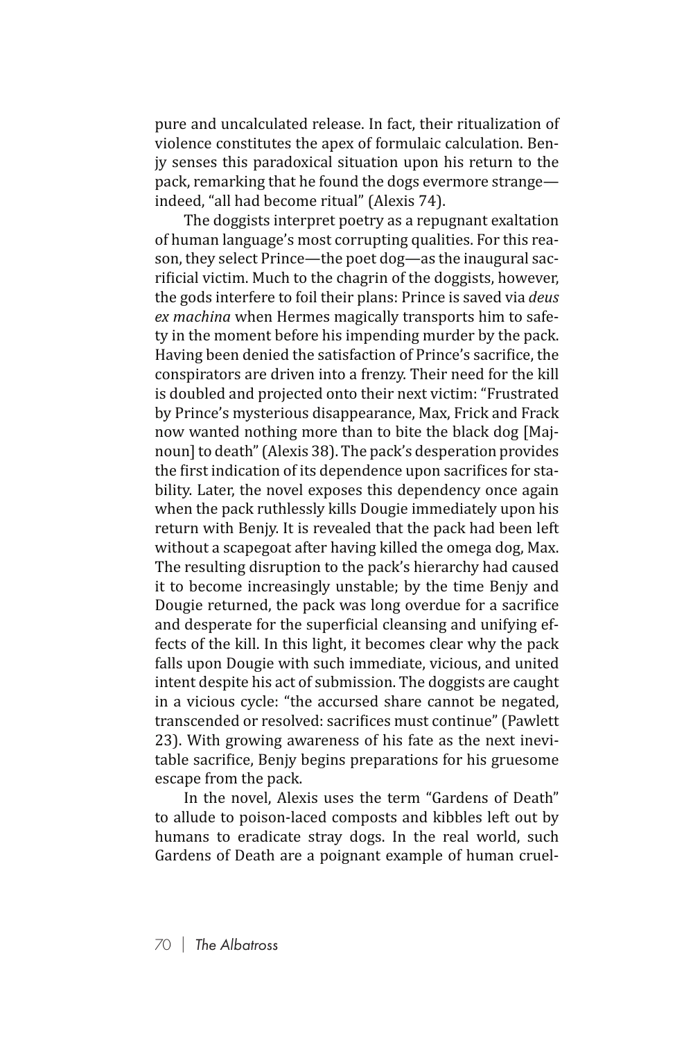pure and uncalculated release. In fact, their ritualization of violence constitutes the apex of formulaic calculation. Benjy senses this paradoxical situation upon his return to the pack, remarking that he found the dogs evermore strange—indeed, "all had become ritual" (Alexis 74).

The doggists interpret poetry as a repugnant exaltation of human language's most corrupting qualities. For this reason, they select Prince—the poet dog—as the inaugural sacrificial victim. Much to the chagrin of the doggists, however, the gods interfere to foil their plans: Prince is saved via *deus ex machina* when Hermes magically transports him to safety in the moment before his impending murder by the pack. Having been denied the satisfaction of Prince's sacrifice, the conspirators are driven into a frenzy. Their need for the kill is doubled and projected onto their next victim: "Frustrated by Prince's mysterious disappearance, Max, Frick and Frack now wanted nothing more than to bite the black dog [Majnoun] to death" (Alexis 38). The pack's desperation provides the first indication of its dependence upon sacrifices for stability. Later, the novel exposes this dependency once again when the pack ruthlessly kills Dougie immediately upon his return with Benjy. It is revealed that the pack had been left without a scapegoat after having killed the omega dog, Max. The resulting disruption to the pack's hierarchy had caused it to become increasingly unstable; by the time Benjy and Dougie returned, the pack was long overdue for a sacrifice and desperate for the superficial cleansing and unifying effects of the kill. In this light, it becomes clear why the pack falls upon Dougie with such immediate, vicious, and united intent despite his act of submission. The doggists are caught in a vicious cycle: "the accursed share cannot be negated, transcended or resolved: sacrifices must continue" (Pawlett 23). With growing awareness of his fate as the next inevitable sacrifice, Benjy begins preparations for his gruesome escape from the pack.

In the novel, Alexis uses the term "Gardens of Death" to allude to poison-laced composts and kibbles left out by humans to eradicate stray dogs. In the real world, such Gardens of Death are a poignant example of human cruel-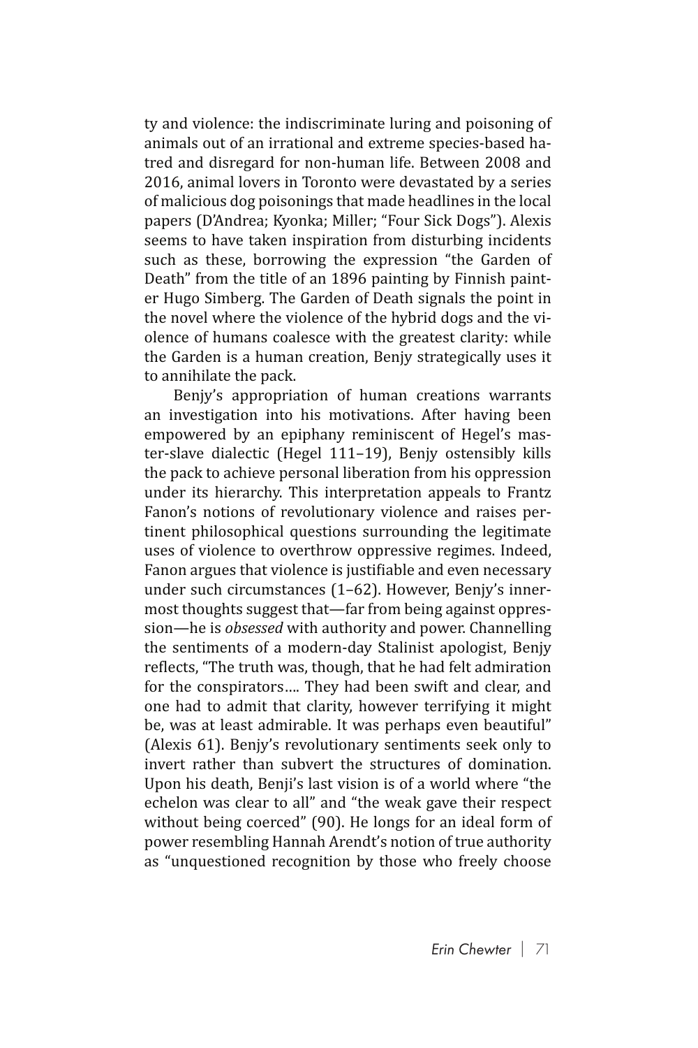ty and violence: the indiscriminate luring and poisoning of animals out of an irrational and extreme species-based hatred and disregard for non-human life. Between 2008 and 2016, animal lovers in Toronto were devastated by a series of malicious dog poisonings that made headlines in the local papers (D'Andrea; Kyonka; Miller; "Four Sick Dogs"). Alexis seems to have taken inspiration from disturbing incidents such as these, borrowing the expression "the Garden of Death" from the title of an 1896 painting by Finnish painter Hugo Simberg. The Garden of Death signals the point in the novel where the violence of the hybrid dogs and the violence of humans coalesce with the greatest clarity: while the Garden is a human creation, Benjy strategically uses it to annihilate the pack.

Benjy's appropriation of human creations warrants an investigation into his motivations. After having been empowered by an epiphany reminiscent of Hegel's master-slave dialectic (Hegel 111–19), Benjy ostensibly kills the pack to achieve personal liberation from his oppression under its hierarchy. This interpretation appeals to Frantz Fanon's notions of revolutionary violence and raises pertinent philosophical questions surrounding the legitimate uses of violence to overthrow oppressive regimes. Indeed, Fanon argues that violence is justifiable and even necessary under such circumstances (1–62). However, Benjy's innermost thoughts suggest that—far from being against oppression—he is *obsessed* with authority and power. Channelling the sentiments of a modern-day Stalinist apologist, Benjy reflects, "The truth was, though, that he had felt admiration for the conspirators…. They had been swift and clear, and one had to admit that clarity, however terrifying it might be, was at least admirable. It was perhaps even beautiful" (Alexis 61). Benjy's revolutionary sentiments seek only to invert rather than subvert the structures of domination. Upon his death, Benji's last vision is of a world where "the echelon was clear to all" and "the weak gave their respect without being coerced" (90). He longs for an ideal form of power resembling Hannah Arendt's notion of true authority as "unquestioned recognition by those who freely choose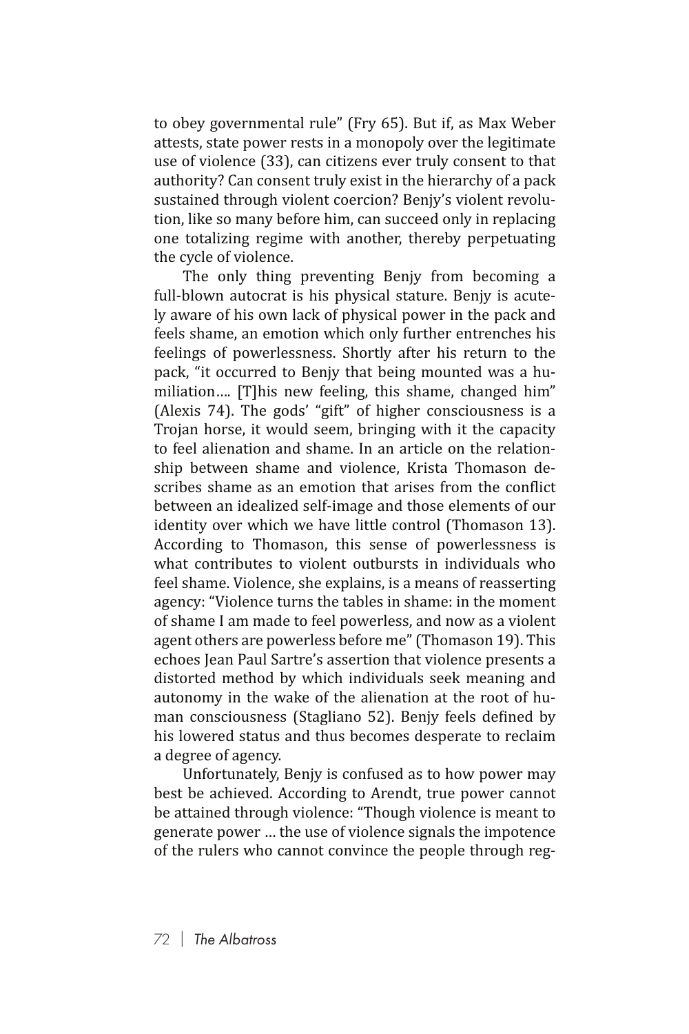to obey governmental rule" (Fry 65). But if, as Max Weber attests, state power rests in a monopoly over the legitimate use of violence (33), can citizens ever truly consent to that authority? Can consent truly exist in the hierarchy of a pack sustained through violent coercion? Benjy's violent revolution, like so many before him, can succeed only in replacing one totalizing regime with another, thereby perpetuating the cycle of violence.

The only thing preventing Benjy from becoming a full-blown autocrat is his physical stature. Benjy is acutely aware of his own lack of physical power in the pack and feels shame, an emotion which only further entrenches his feelings of powerlessness. Shortly after his return to the pack, "it occurred to Benjy that being mounted was a humiliation…. [T]his new feeling, this shame, changed him" (Alexis 74). The gods' "gift" of higher consciousness is a Trojan horse, it would seem, bringing with it the capacity to feel alienation and shame. In an article on the relationship between shame and violence, Krista Thomason describes shame as an emotion that arises from the conflict between an idealized self-image and those elements of our identity over which we have little control (Thomason 13). According to Thomason, this sense of powerlessness is what contributes to violent outbursts in individuals who feel shame. Violence, she explains, is a means of reasserting agency: "Violence turns the tables in shame: in the moment of shame I am made to feel powerless, and now as a violent agent others are powerless before me" (Thomason 19). This echoes Jean Paul Sartre's assertion that violence presents a distorted method by which individuals seek meaning and autonomy in the wake of the alienation at the root of human consciousness (Stagliano 52). Benjy feels defined by his lowered status and thus becomes desperate to reclaim a degree of agency.

Unfortunately, Benjy is confused as to how power may best be achieved. According to Arendt, true power cannot be attained through violence: "Though violence is meant to generate power … the use of violence signals the impotence of the rulers who cannot convince the people through reg-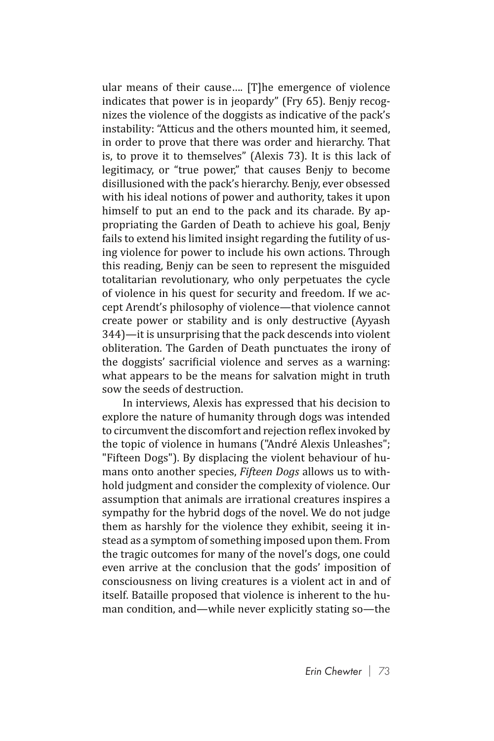ular means of their cause…. [T]he emergence of violence indicates that power is in jeopardy" (Fry 65). Benjy recognizes the violence of the doggists as indicative of the pack's instability: "Atticus and the others mounted him, it seemed, in order to prove that there was order and hierarchy. That is, to prove it to themselves" (Alexis 73). It is this lack of legitimacy, or "true power," that causes Benjy to become disillusioned with the pack's hierarchy. Benjy, ever obsessed with his ideal notions of power and authority, takes it upon himself to put an end to the pack and its charade. By appropriating the Garden of Death to achieve his goal, Benjy fails to extend his limited insight regarding the futility of using violence for power to include his own actions. Through this reading, Benjy can be seen to represent the misguided totalitarian revolutionary, who only perpetuates the cycle of violence in his quest for security and freedom. If we accept Arendt's philosophy of violence—that violence cannot create power or stability and is only destructive (Ayyash 344)—it is unsurprising that the pack descends into violent obliteration. The Garden of Death punctuates the irony of the doggists' sacrificial violence and serves as a warning: what appears to be the means for salvation might in truth sow the seeds of destruction.

In interviews, Alexis has expressed that his decision to explore the nature of humanity through dogs was intended to circumvent the discomfort and rejection reflex invoked by the topic of violence in humans ("André Alexis Unleashes"; "Fifteen Dogs"). By displacing the violent behaviour of humans onto another species, *Fifteen Dogs* allows us to withhold judgment and consider the complexity of violence. Our assumption that animals are irrational creatures inspires a sympathy for the hybrid dogs of the novel. We do not judge them as harshly for the violence they exhibit, seeing it instead as a symptom of something imposed upon them. From the tragic outcomes for many of the novel's dogs, one could even arrive at the conclusion that the gods' imposition of consciousness on living creatures is a violent act in and of itself. Bataille proposed that violence is inherent to the human condition, and—while never explicitly stating so—the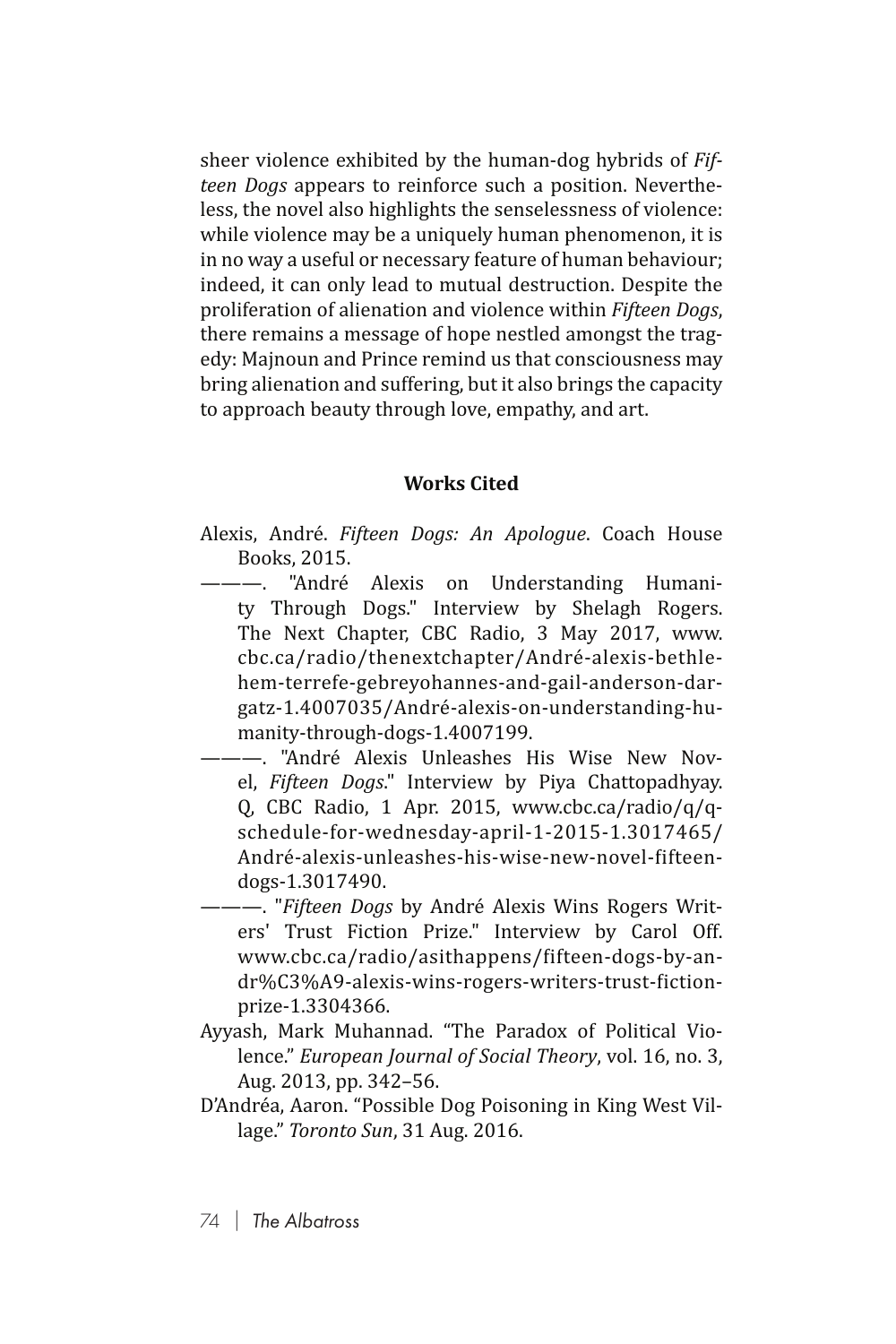sheer violence exhibited by the human-dog hybrids of *Fifteen Dogs* appears to reinforce such a position. Nevertheless, the novel also highlights the senselessness of violence: while violence may be a uniquely human phenomenon, it is in no way a useful or necessary feature of human behaviour; indeed, it can only lead to mutual destruction. Despite the proliferation of alienation and violence within *Fifteen Dogs*, there remains a message of hope nestled amongst the tragedy: Majnoun and Prince remind us that consciousness may bring alienation and suffering, but it also brings the capacity to approach beauty through love, empathy, and art.

## Works Cited

Alexis, André. *Fifteen Dogs: An Apologue*. Coach House Books, 2015.

———. "André Alexis on Understanding Humanity Through Dogs." Interview by Shelagh Rogers. The Next Chapter, CBC Radio, 3 May 2017, www.cbc.ca/radio/thenextchapter/André-alexis-bethlehem-terrefe-gebreyohannes-and-gail-anderson-dargatz-1.4007035/André-alexis-on-understanding-humanity-through-dogs-1.4007199.

———. "André Alexis Unleashes His Wise New Novel, *Fifteen Dogs*." Interview by Piya Chattopadhyay. Q, CBC Radio, 1 Apr. 2015, www.cbc.ca/radio/q/q-schedule-for-wednesday-april-1-2015-1.3017465/André-alexis-unleashes-his-wise-new-novel-fifteen-dogs-1.3017490.

———. "*Fifteen Dogs* by André Alexis Wins Rogers Writers' Trust Fiction Prize." Interview by Carol Off. www.cbc.ca/radio/asithappens/fifteen-dogs-by-andr%C3%A9-alexis-wins-rogers-writers-trust-fiction-prize-1.3304366.

Ayyash, Mark Muhannad. "The Paradox of Political Violence." *European Journal of Social Theory*, vol. 16, no. 3, Aug. 2013, pp. 342–56.

D'Andréa, Aaron. "Possible Dog Poisoning in King West Village." *Toronto Sun*, 31 Aug. 2016.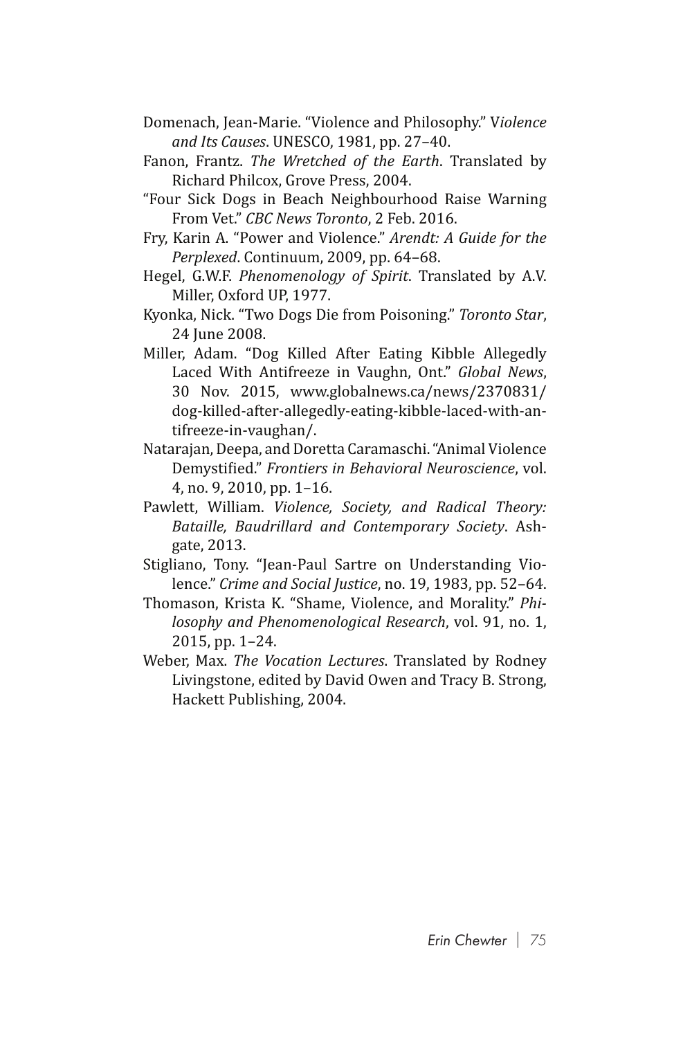Domenach, Jean-Marie. "Violence and Philosophy." V*iolence and Its Causes*. UNESCO, 1981, pp. 27–40.

Fanon, Frantz. *The Wretched of the Earth*. Translated by Richard Philcox, Grove Press, 2004.

"Four Sick Dogs in Beach Neighbourhood Raise Warning From Vet." *CBC News Toronto*, 2 Feb. 2016.

Fry, Karin A. "Power and Violence." *Arendt: A Guide for the Perplexed*. Continuum, 2009, pp. 64–68.

Hegel, G.W.F. *Phenomenology of Spirit*. Translated by A.V. Miller, Oxford UP, 1977.

Kyonka, Nick. "Two Dogs Die from Poisoning." *Toronto Star*, 24 June 2008.

Miller, Adam. "Dog Killed After Eating Kibble Allegedly Laced With Antifreeze in Vaughn, Ont." *Global News*, 30 Nov. 2015, www.globalnews.ca/news/2370831/dog-killed-after-allegedly-eating-kibble-laced-with-antifreeze-in-vaughan/.

Natarajan, Deepa, and Doretta Caramaschi. "Animal Violence Demystified." *Frontiers in Behavioral Neuroscience*, vol. 4, no. 9, 2010, pp. 1–16.

Pawlett, William. *Violence, Society, and Radical Theory: Bataille, Baudrillard and Contemporary Society*. Ashgate, 2013.

Stigliano, Tony. "Jean-Paul Sartre on Understanding Violence." *Crime and Social Justice*, no. 19, 1983, pp. 52–64.

Thomason, Krista K. "Shame, Violence, and Morality." *Philosophy and Phenomenological Research*, vol. 91, no. 1, 2015, pp. 1–24.

Weber, Max. *The Vocation Lectures*. Translated by Rodney Livingstone, edited by David Owen and Tracy B. Strong, Hackett Publishing, 2004.